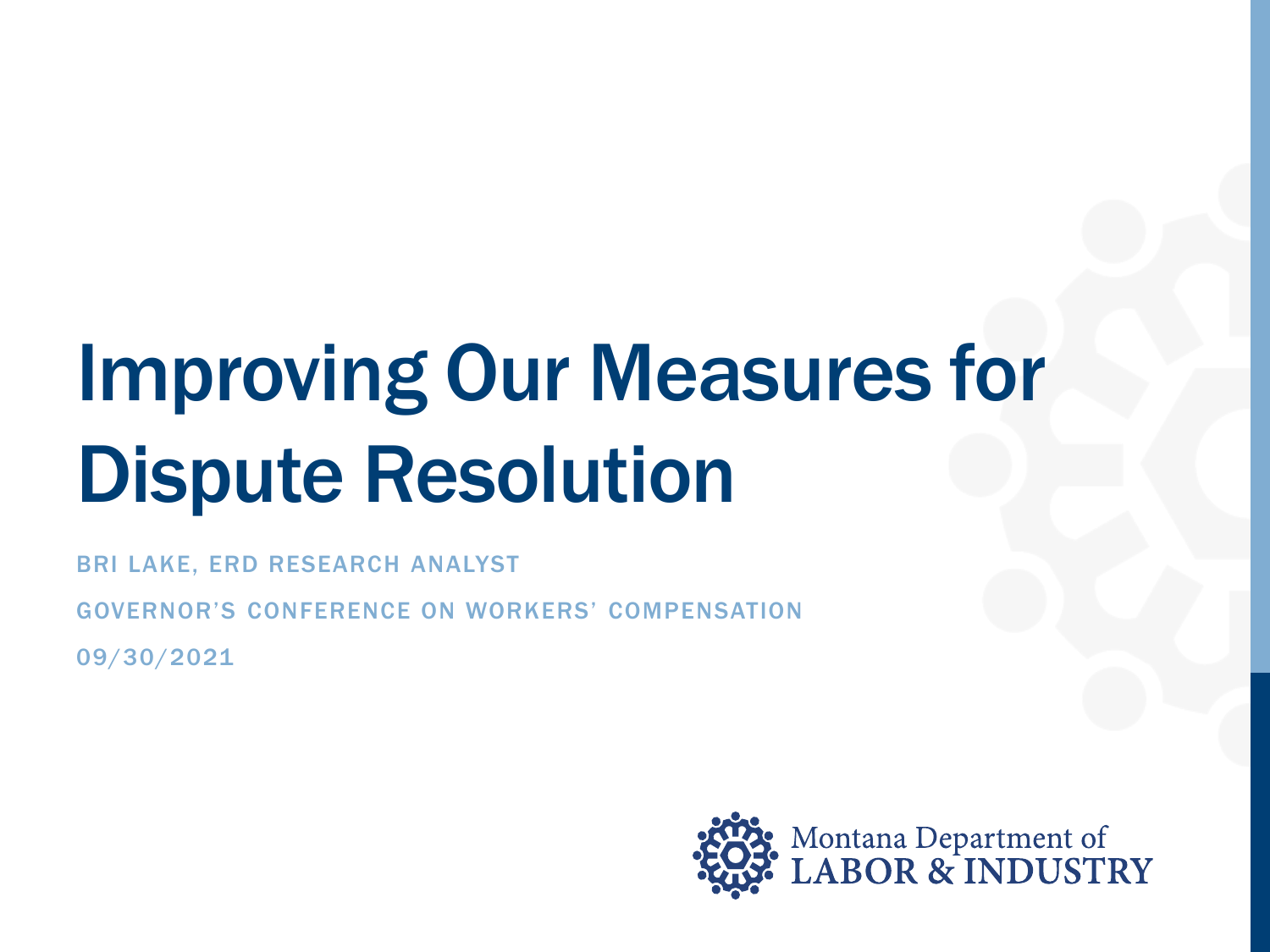# Improving Our Measures for Dispute Resolution

BRI LAKE, ERD RESEARCH ANALYST

GOVERNOR'S CONFERENCE ON WORKERS' COMPENSATION

09/30/2021

Montana Department of LABOR & INDUSTRY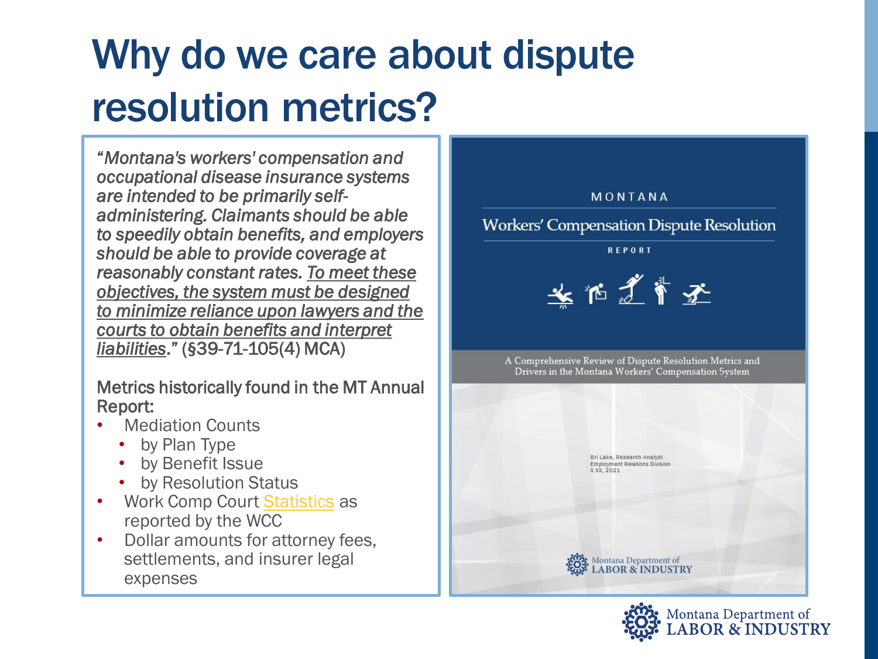# Why do we care about dispute resolution metrics?

*"Montana's workers' compensation and occupational disease insurance systems are intended to be primarily self-administering. Claimants should be able to speedily obtain benefits, and employers should be able to provide coverage at reasonably constant rates. To meet these objectives, the system must be designed to minimize reliance upon lawyers and the courts to obtain benefits and interpret liabilities."* (§39-71-105(4) MCA)

Metrics historically found in the MT Annual Report:

- Mediation Counts
  - by Plan Type
  - by Benefit Issue
  - by Resolution Status
- Work Comp Court Statistics as reported by the WCC
- Dollar amounts for attorney fees, settlements, and insurer legal expenses

MONTANA

Workers' Compensation Dispute Resolution

REPORT

A Comprehensive Review of Dispute Resolution Metrics and Drivers in the Montana Workers' Compensation System

Bri Lake, Research Analyst
Employment Relations Division
X XX, 2021

Montana Department of LABOR & INDUSTRY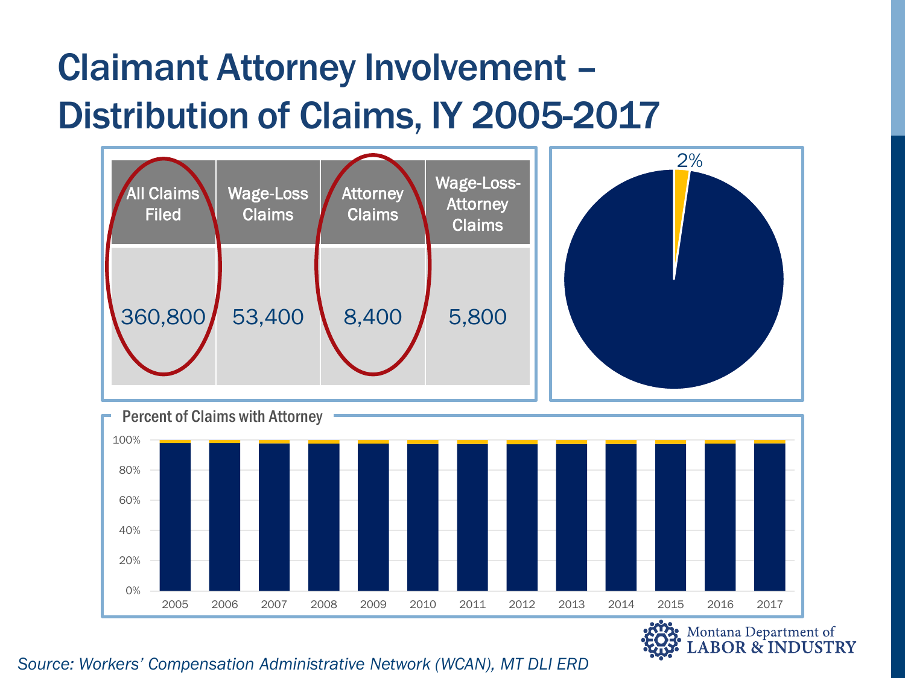# Claimant Attorney Involvement – Distribution of Claims, IY 2005-2017

| All Claims Filed | Wage-Loss Claims | Attorney Claims | Wage-Loss-Attorney Claims |
|---|---|---|---|
| 360,800 | 53,400 | 8,400 | 5,800 |

2%

Percent of Claims with Attorney

100%
80%
60%
40%
20%
0%

2005 2006 2007 2008 2009 2010 2011 2012 2013 2014 2015 2016 2017

*Source: Workers' Compensation Administrative Network (WCAN), MT DLI ERD*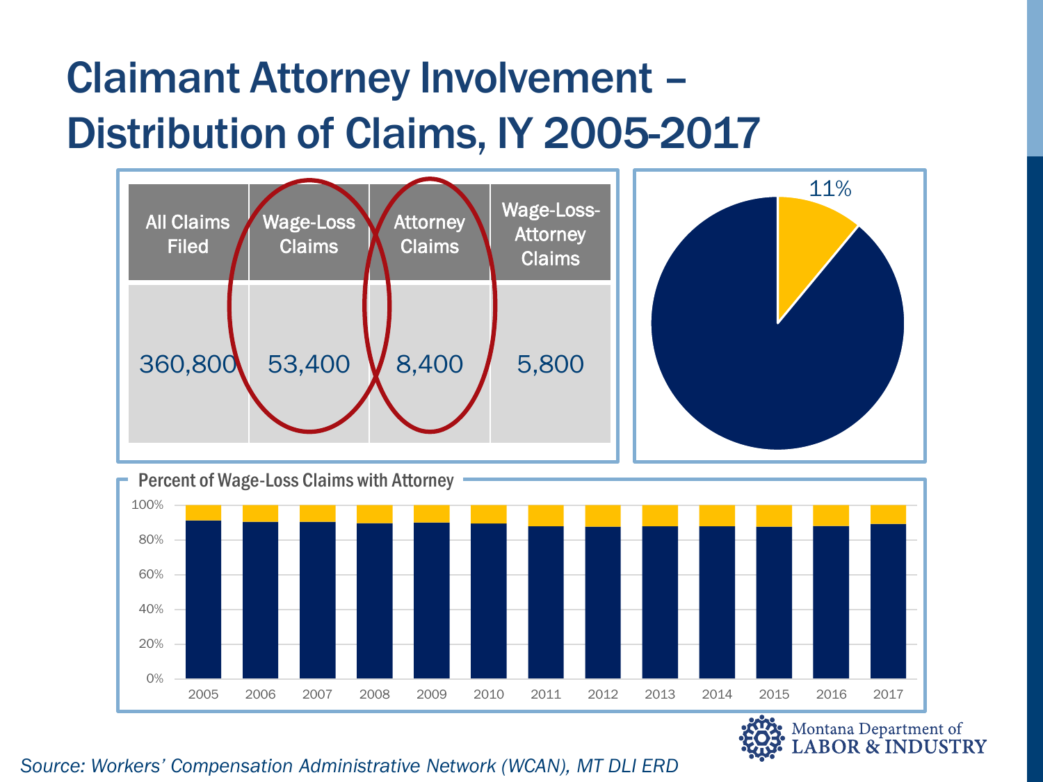# Claimant Attorney Involvement – Distribution of Claims, IY 2005-2017

| All Claims Filed | Wage-Loss Claims | Attorney Claims | Wage-Loss-Attorney Claims |
|---|---|---|---|
| 360,800 | 53,400 | 8,400 | 5,800 |

11%

Percent of Wage-Loss Claims with Attorney

*Source: Workers' Compensation Administrative Network (WCAN), MT DLI ERD*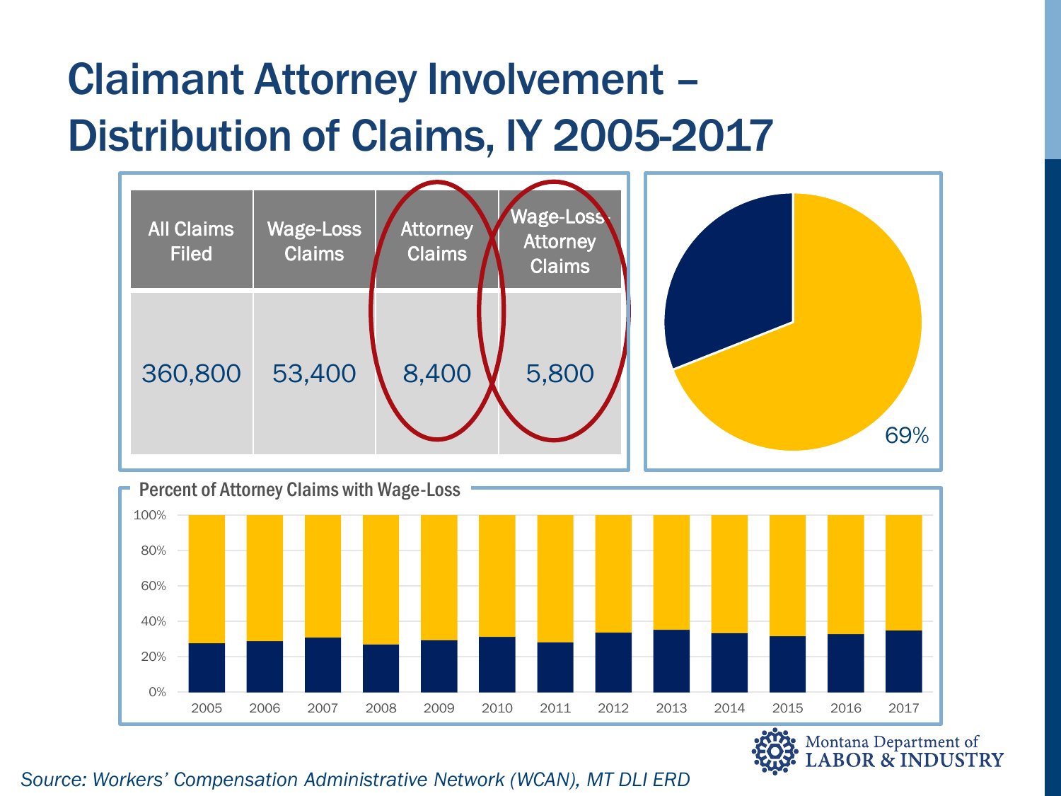# Claimant Attorney Involvement – Distribution of Claims, IY 2005-2017

| All Claims Filed | Wage-Loss Claims | Attorney Claims | Wage-Loss Attorney Claims |
|---|---|---|---|
| 360,800 | 53,400 | 8,400 | 5,800 |

69%

**Percent of Attorney Claims with Wage-Loss**

100%
80%
60%
40%
20%
0%

2005 2006 2007 2008 2009 2010 2011 2012 2013 2014 2015 2016 2017

*Source: Workers' Compensation Administrative Network (WCAN), MT DLI ERD*

Montana Department of LABOR & INDUSTRY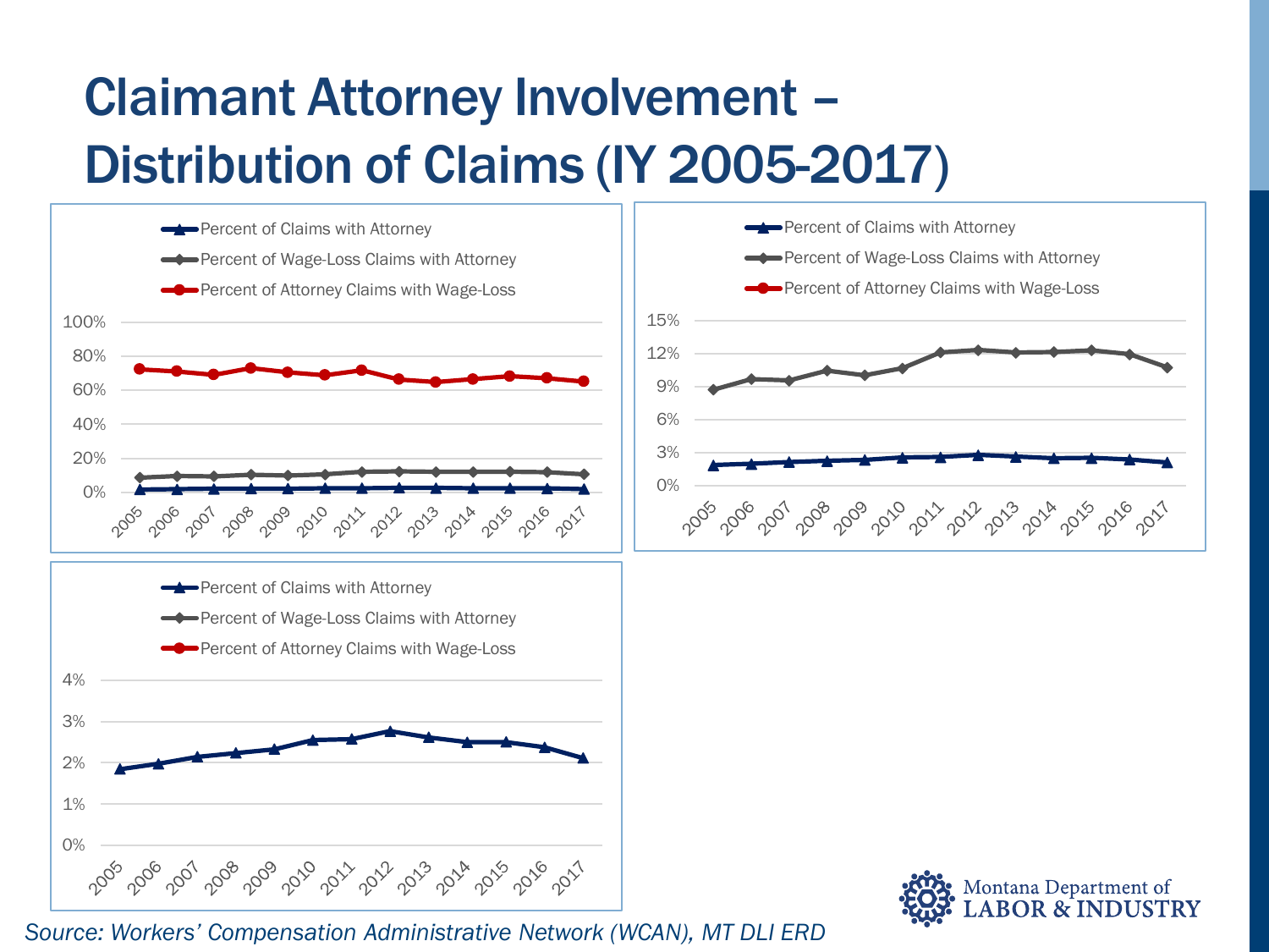# Claimant Attorney Involvement – Distribution of Claims (IY 2005-2017)

Percent of Claims with Attorney

Percent of Wage-Loss Claims with Attorney

Percent of Attorney Claims with Wage-Loss

*Source: Workers' Compensation Administrative Network (WCAN), MT DLI ERD*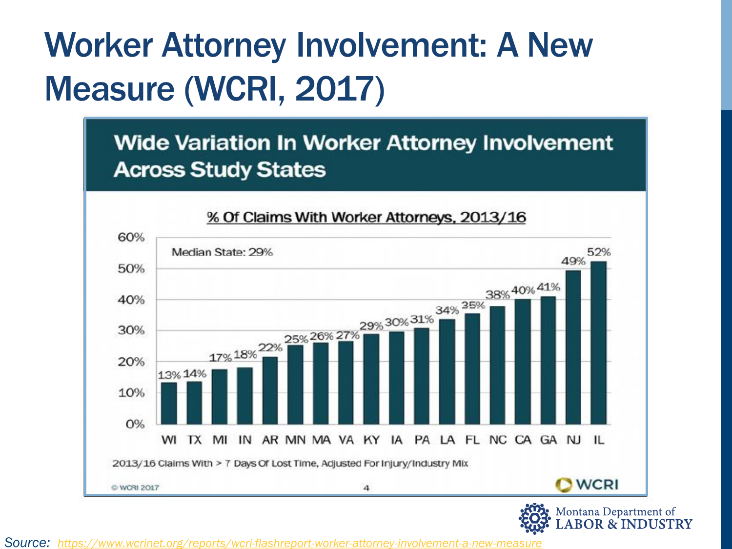# Worker Attorney Involvement: A New Measure (WCRI, 2017)

## Wide Variation In Worker Attorney Involvement Across Study States

**% Of Claims With Worker Attorneys, 2013/16**

Median State: 29%

| State | % Of Claims With Worker Attorneys |
|---|---|
| WI | 13% |
| TX | 14% |
| MI | 17% |
| IN | 18% |
| AR | 22% |
| MN | 25% |
| MA | 26% |
| VA | 27% |
| KY | 29% |
| IA | 30% |
| PA | 31% |
| LA | 34% |
| FL | 35% |
| NC | 38% |
| CA | 40% |
| GA | 41% |
| NJ | 49% |
| IL | 52% |

2013/16 Claims With > 7 Days Of Lost Time, Adjusted For Injury/Industry Mix

© WCRI 2017

WCRI

Montana Department of LABOR & INDUSTRY

*Source:* https://www.wcrinet.org/reports/wcri-flashreport-worker-attorney-involvement-a-new-measure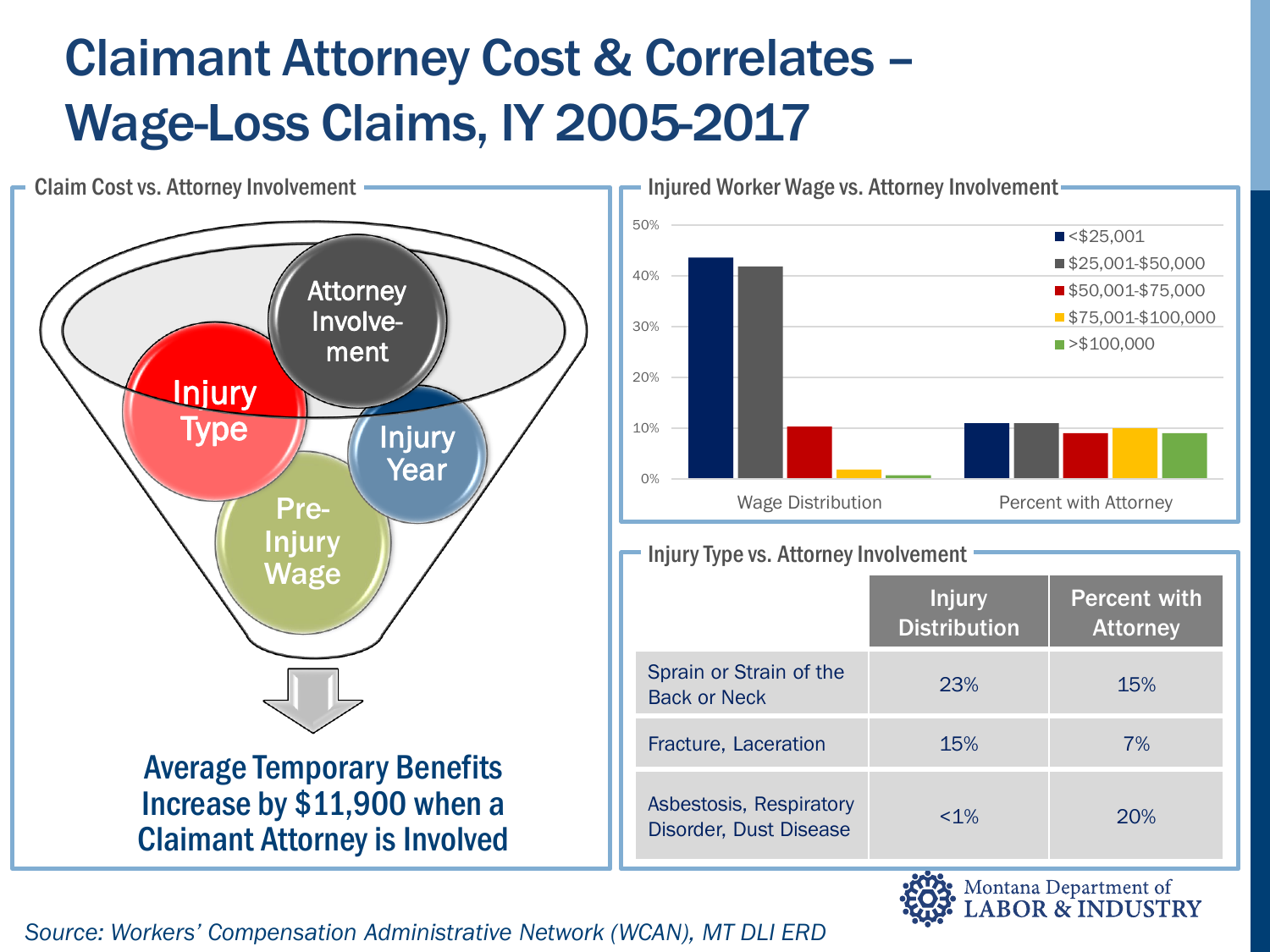# Claimant Attorney Cost & Correlates – Wage-Loss Claims, IY 2005-2017

## Claim Cost vs. Attorney Involvement

Attorney Involvement

Injury Type

Injury Year

Pre-Injury Wage

**Average Temporary Benefits Increase by $11,900 when a Claimant Attorney is Involved**

## Injured Worker Wage vs. Attorney Involvement

| | <$25,001 | $25,001-$50,000 | $50,001-$75,000 | $75,001-$100,000 | >$100,000 |
|---|---|---|---|---|---|
| Wage Distribution | ~44% | ~42% | ~10% | ~2% | ~1% |
| Percent with Attorney | ~11% | ~11% | ~9% | ~10% | ~9% |

## Injury Type vs. Attorney Involvement

| | Injury Distribution | Percent with Attorney |
|---|---|---|
| Sprain or Strain of the Back or Neck | 23% | 15% |
| Fracture, Laceration | 15% | 7% |
| Asbestosis, Respiratory Disorder, Dust Disease | <1% | 20% |

Montana Department of LABOR & INDUSTRY

*Source: Workers' Compensation Administrative Network (WCAN), MT DLI ERD*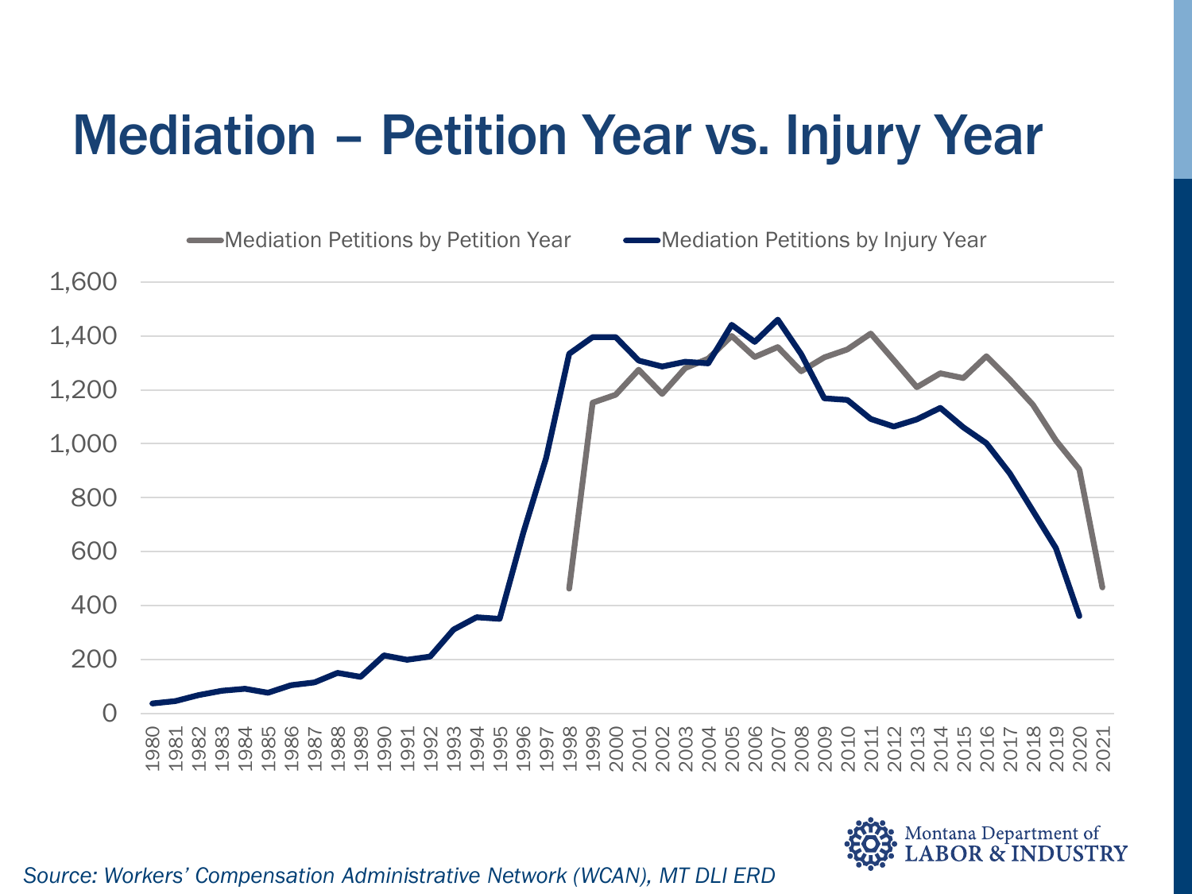# Mediation – Petition Year vs. Injury Year

Mediation Petitions by Petition Year | Mediation Petitions by Injury Year

1,600
1,400
1,200
1,000
800
600
400
200
0

1980 1981 1982 1983 1984 1985 1986 1987 1988 1989 1990 1991 1992 1993 1994 1995 1996 1997 1998 1999 2000 2001 2002 2003 2004 2005 2006 2007 2008 2009 2010 2011 2012 2013 2014 2015 2016 2017 2018 2019 2020 2021

*Source: Workers' Compensation Administrative Network (WCAN), MT DLI ERD*

Montana Department of LABOR & INDUSTRY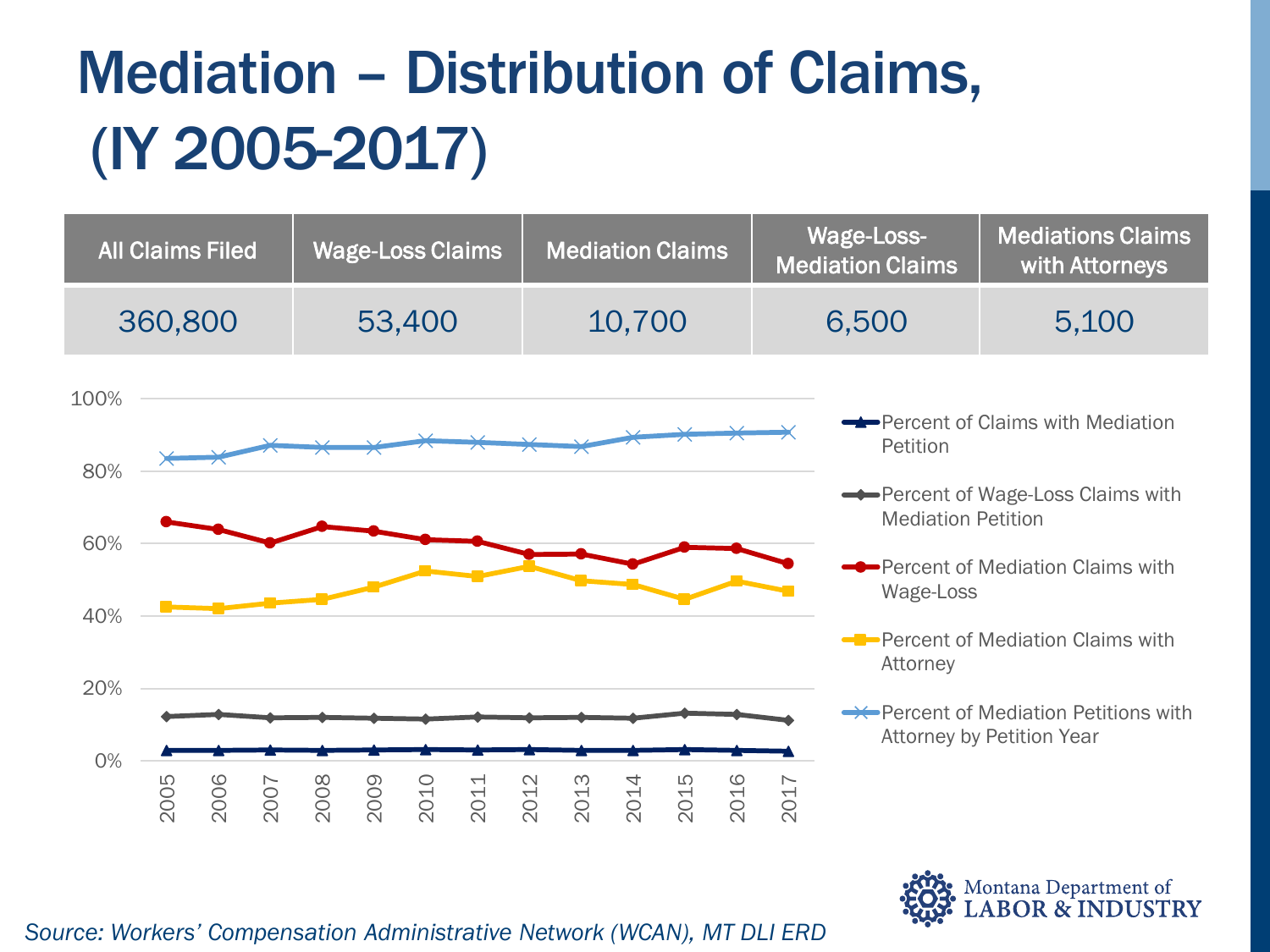# Mediation – Distribution of Claims, (IY 2005-2017)

| All Claims Filed | Wage-Loss Claims | Mediation Claims | Wage-Loss-Mediation Claims | Mediations Claims with Attorneys |
|---|---|---|---|---|
| 360,800 | 53,400 | 10,700 | 6,500 | 5,100 |

- Percent of Claims with Mediation Petition
- Percent of Wage-Loss Claims with Mediation Petition
- Percent of Mediation Claims with Wage-Loss
- Percent of Mediation Claims with Attorney
- Percent of Mediation Petitions with Attorney by Petition Year

*Source: Workers' Compensation Administrative Network (WCAN), MT DLI ERD*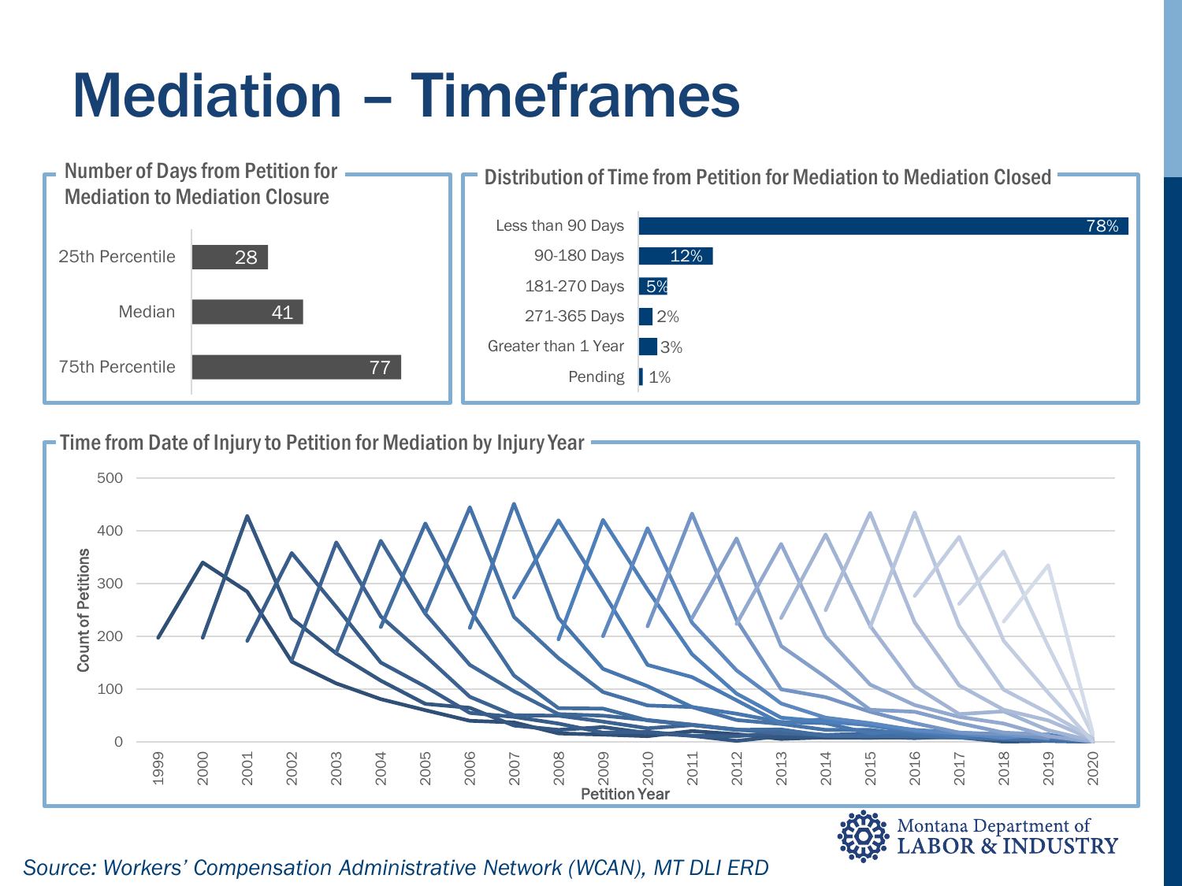# Mediation – Timeframes

## Number of Days from Petition for Mediation to Mediation Closure

| Percentile | Days |
| --- | --- |
| 25th Percentile | 28 |
| Median | 41 |
| 75th Percentile | 77 |

## Distribution of Time from Petition for Mediation to Mediation Closed

| Time | Percent |
| --- | --- |
| Less than 90 Days | 78% |
| 90-180 Days | 12% |
| 181-270 Days | 5% |
| 271-365 Days | 2% |
| Greater than 1 Year | 3% |
| Pending | 1% |

## Time from Date of Injury to Petition for Mediation by Injury Year

Count of Petitions

Petition Year

*Source: Workers' Compensation Administrative Network (WCAN), MT DLI ERD*

Montana Department of LABOR & INDUSTRY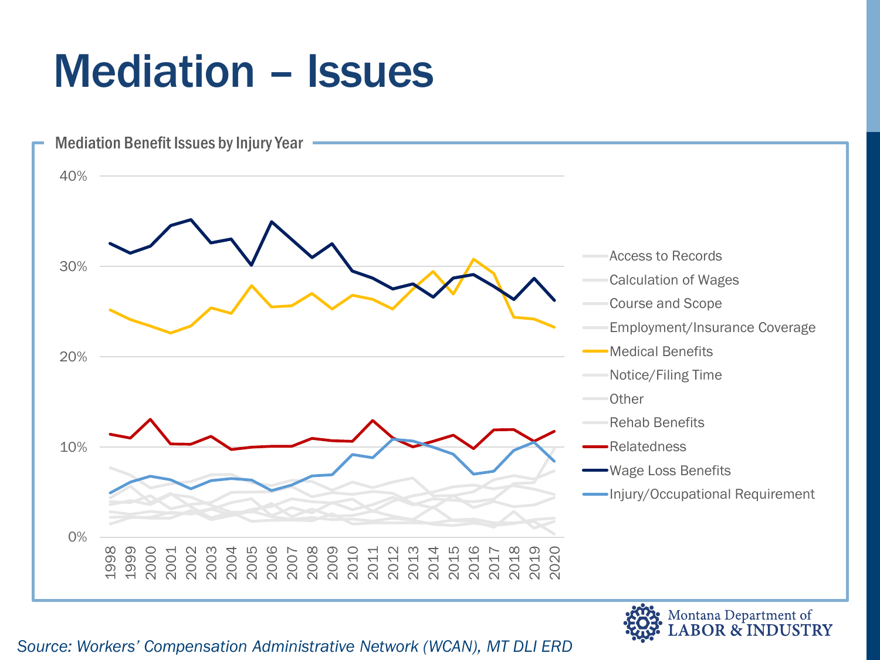# Mediation – Issues

Mediation Benefit Issues by Injury Year

40%
30%
20%
10%
0%

1998 1999 2000 2001 2002 2003 2004 2005 2006 2007 2008 2009 2010 2011 2012 2013 2014 2015 2016 2017 2018 2019 2020

- Access to Records
- Calculation of Wages
- Course and Scope
- Employment/Insurance Coverage
- Medical Benefits
- Notice/Filing Time
- Other
- Rehab Benefits
- Relatedness
- Wage Loss Benefits
- Injury/Occupational Requirement

*Source: Workers' Compensation Administrative Network (WCAN), MT DLI ERD*

Montana Department of LABOR & INDUSTRY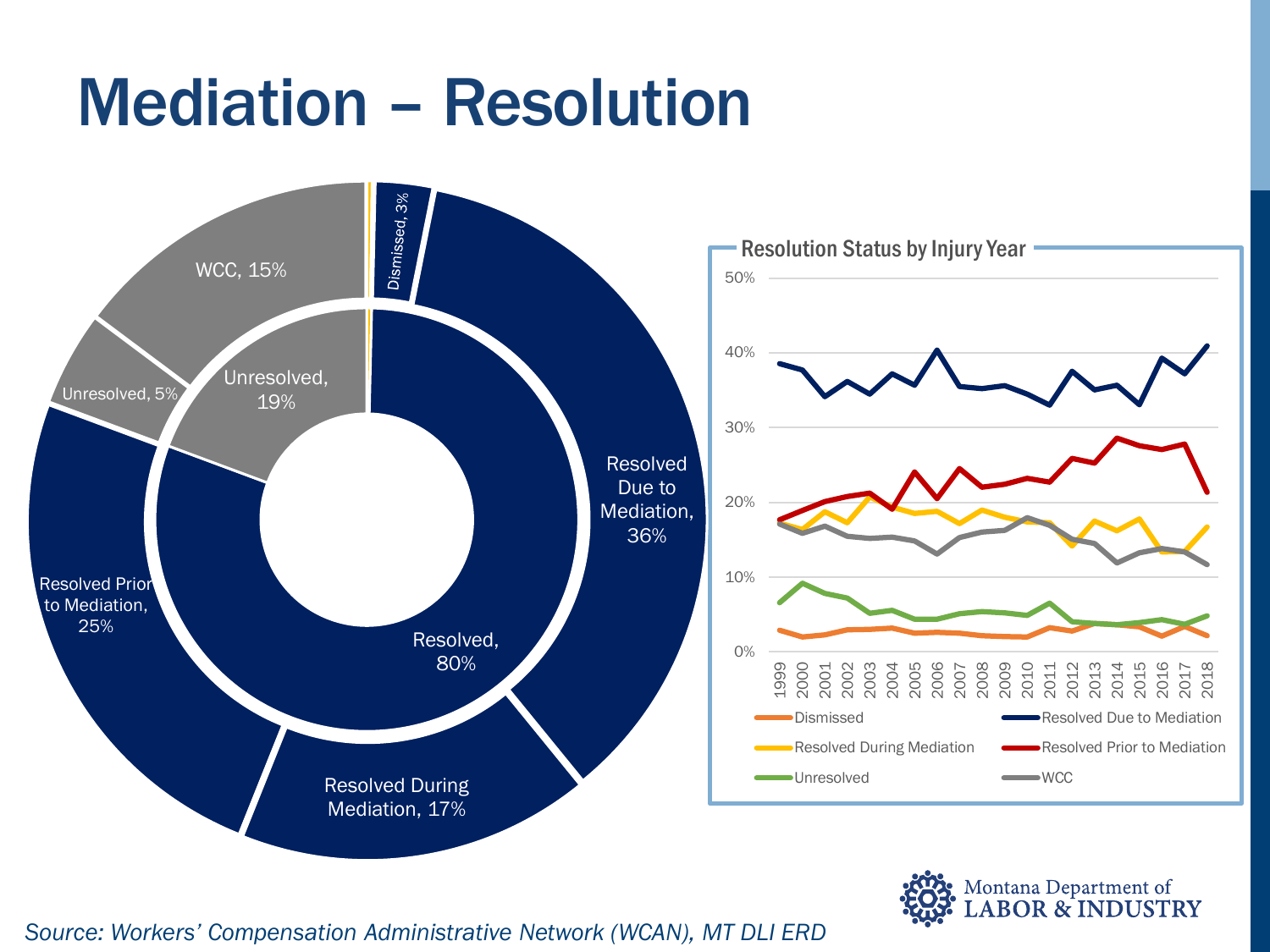# Mediation – Resolution

Resolved, 80%

Unresolved, 19%

Resolved Due to Mediation, 36%

Resolved During Mediation, 17%

Resolved Prior to Mediation, 25%

Unresolved, 5%

WCC, 15%

Dismissed, 3%

**Resolution Status by Injury Year**

- Dismissed
- Resolved Due to Mediation
- Resolved During Mediation
- Resolved Prior to Mediation
- Unresolved
- WCC

*Source: Workers' Compensation Administrative Network (WCAN), MT DLI ERD*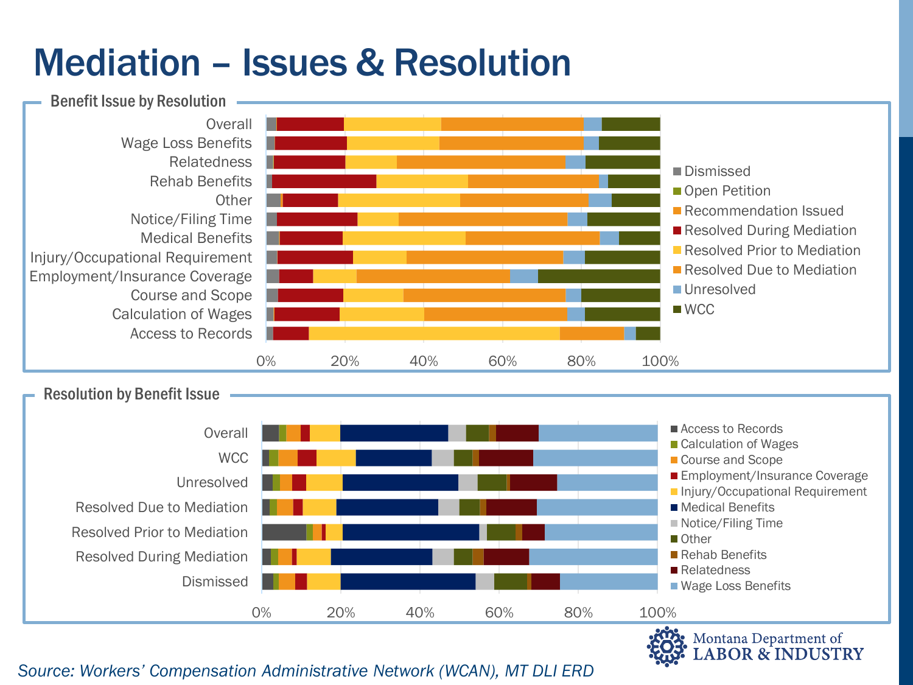# Mediation – Issues & Resolution

## Benefit Issue by Resolution

Overall
Wage Loss Benefits
Relatedness
Rehab Benefits
Other
Notice/Filing Time
Medical Benefits
Injury/Occupational Requirement
Employment/Insurance Coverage
Course and Scope
Calculation of Wages
Access to Records

0% 20% 40% 60% 80% 100%

- Dismissed
- Open Petition
- Recommendation Issued
- Resolved During Mediation
- Resolved Prior to Mediation
- Resolved Due to Mediation
- Unresolved
- WCC

## Resolution by Benefit Issue

Overall
WCC
Unresolved
Resolved Due to Mediation
Resolved Prior to Mediation
Resolved During Mediation
Dismissed

0% 20% 40% 60% 80% 100%

- Access to Records
- Calculation of Wages
- Course and Scope
- Employment/Insurance Coverage
- Injury/Occupational Requirement
- Medical Benefits
- Notice/Filing Time
- Other
- Rehab Benefits
- Relatedness
- Wage Loss Benefits

Montana Department of LABOR & INDUSTRY

*Source: Workers' Compensation Administrative Network (WCAN), MT DLI ERD*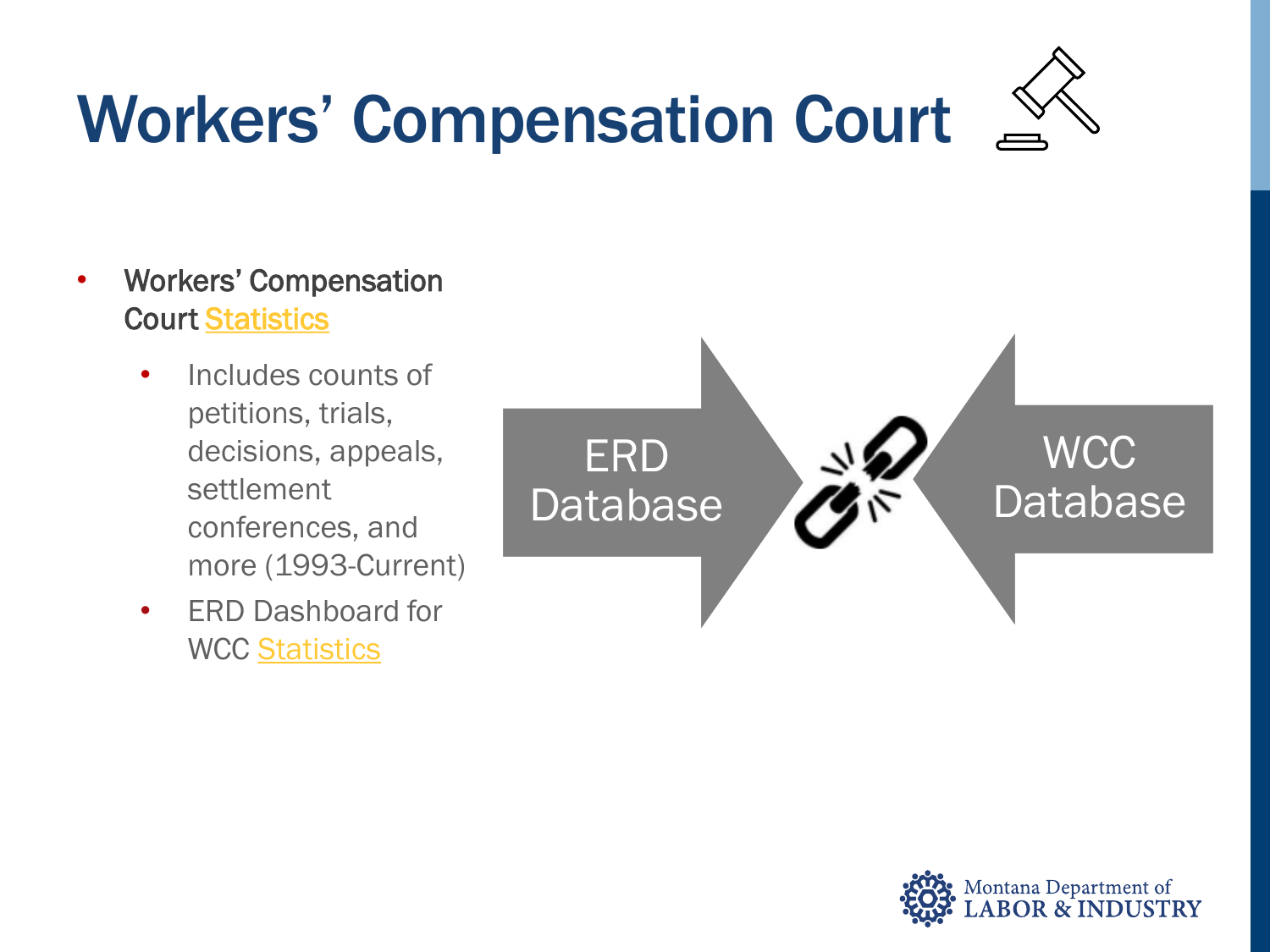# Workers' Compensation Court

- Workers' Compensation Court Statistics
  - Includes counts of petitions, trials, decisions, appeals, settlement conferences, and more (1993-Current)
  - ERD Dashboard for WCC Statistics

ERD Database

WCC Database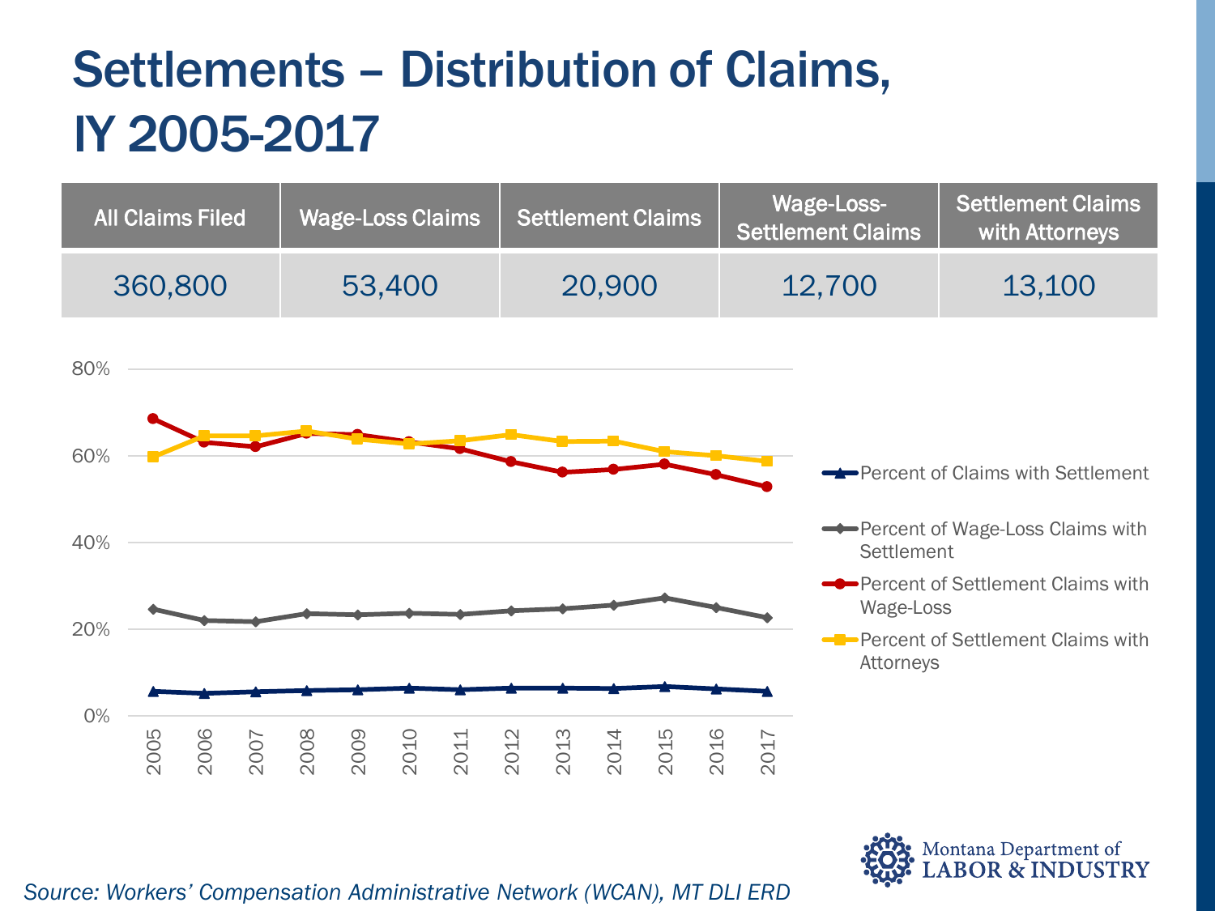# Settlements – Distribution of Claims, IY 2005-2017

| All Claims Filed | Wage-Loss Claims | Settlement Claims | Wage-Loss-Settlement Claims | Settlement Claims with Attorneys |
|---|---|---|---|---|
| 360,800 | 53,400 | 20,900 | 12,700 | 13,100 |

*Source: Workers' Compensation Administrative Network (WCAN), MT DLI ERD*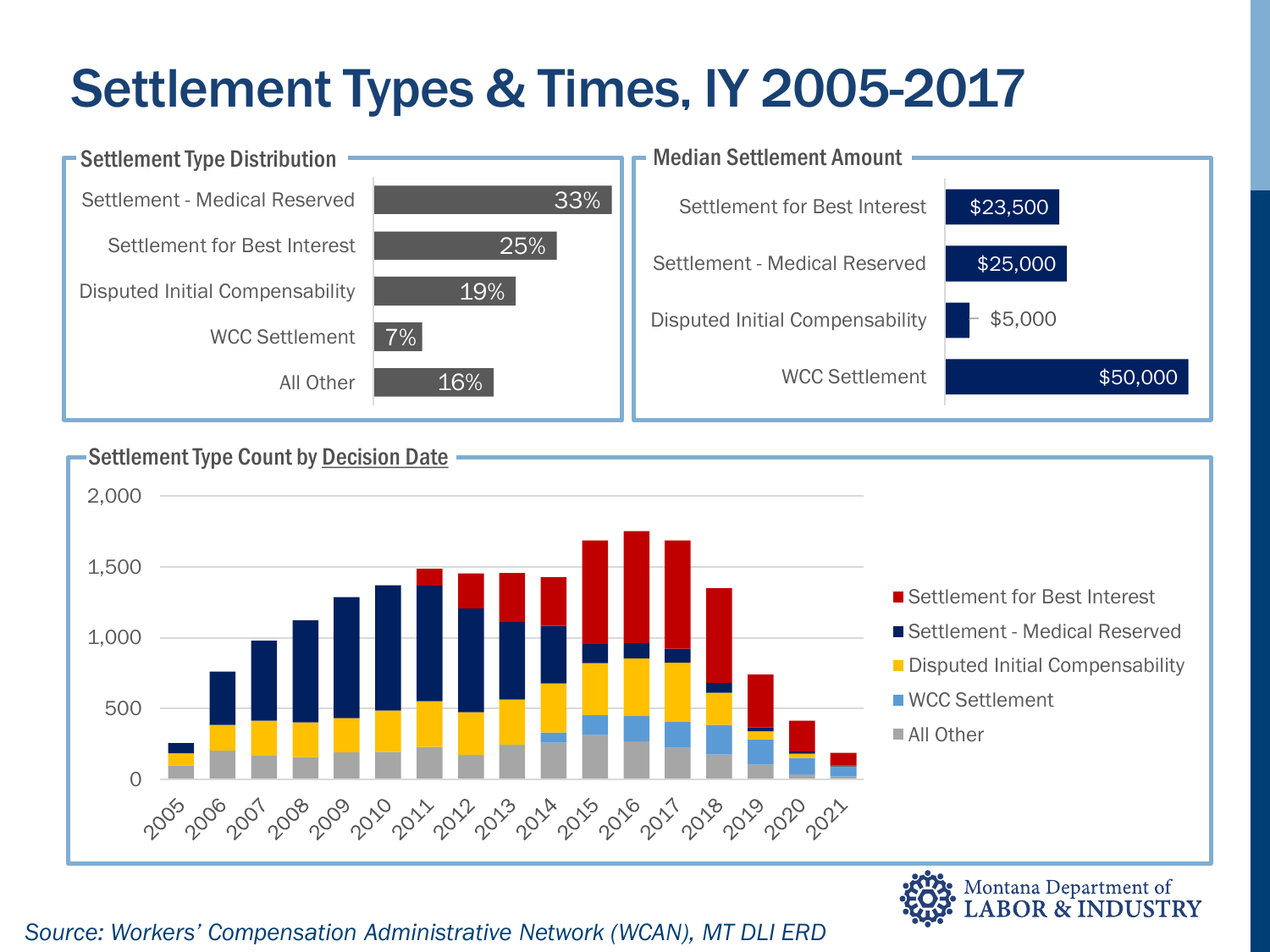# Settlement Types & Times, IY 2005-2017

## Settlement Type Distribution

| Settlement Type | Share |
|---|---|
| Settlement - Medical Reserved | 33% |
| Settlement for Best Interest | 25% |
| Disputed Initial Compensability | 19% |
| WCC Settlement | 7% |
| All Other | 16% |

## Median Settlement Amount

| Settlement Type | Median Amount |
|---|---|
| Settlement for Best Interest | $23,500 |
| Settlement - Medical Reserved | $25,000 |
| Disputed Initial Compensability | $5,000 |
| WCC Settlement | $50,000 |

## Settlement Type Count by Decision Date

Legend: Settlement for Best Interest; Settlement - Medical Reserved; Disputed Initial Compensability; WCC Settlement; All Other

Y-axis: 0, 500, 1,000, 1,500, 2,000

X-axis: 2005, 2006, 2007, 2008, 2009, 2010, 2011, 2012, 2013, 2014, 2015, 2016, 2017, 2018, 2019, 2020, 2021

*Source: Workers' Compensation Administrative Network (WCAN), MT DLI ERD*

Montana Department of LABOR & INDUSTRY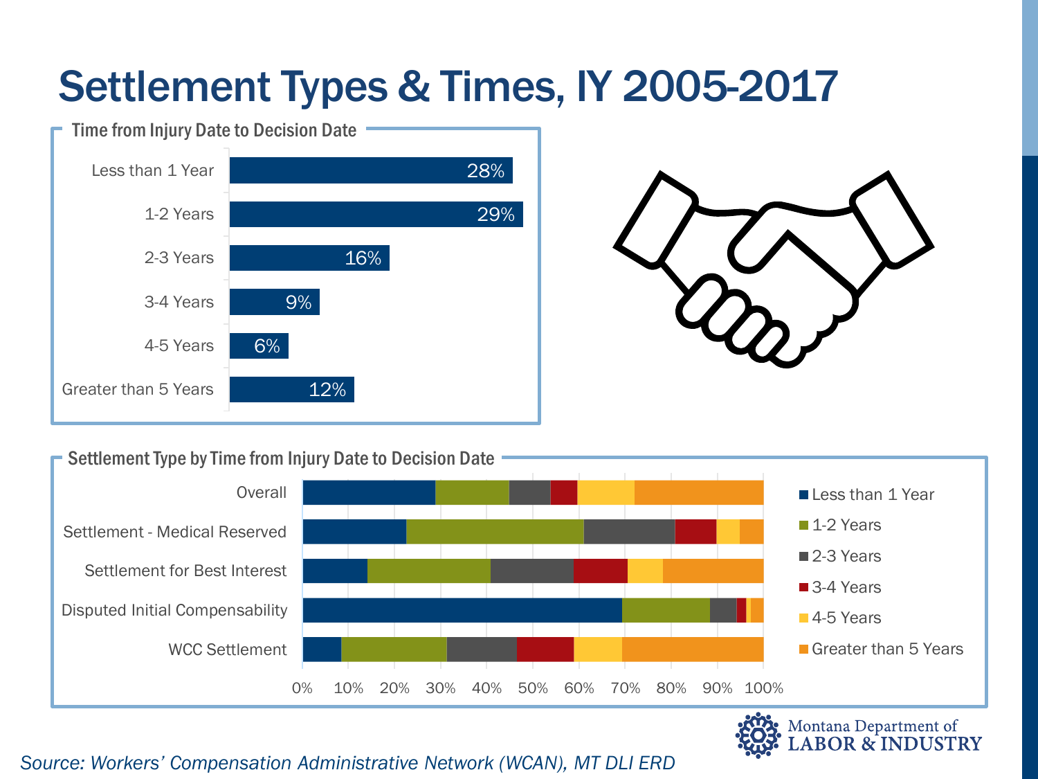# Settlement Types & Times, IY 2005-2017

## Time from Injury Date to Decision Date

| Time | Percent |
|---|---|
| Less than 1 Year | 28% |
| 1-2 Years | 29% |
| 2-3 Years | 16% |
| 3-4 Years | 9% |
| 4-5 Years | 6% |
| Greater than 5 Years | 12% |

## Settlement Type by Time from Injury Date to Decision Date

Categories: Overall; Settlement - Medical Reserved; Settlement for Best Interest; Disputed Initial Compensability; WCC Settlement

Legend: Less than 1 Year; 1-2 Years; 2-3 Years; 3-4 Years; 4-5 Years; Greater than 5 Years

Axis: 0% 10% 20% 30% 40% 50% 60% 70% 80% 90% 100%

Montana Department of LABOR & INDUSTRY

*Source: Workers' Compensation Administrative Network (WCAN), MT DLI ERD*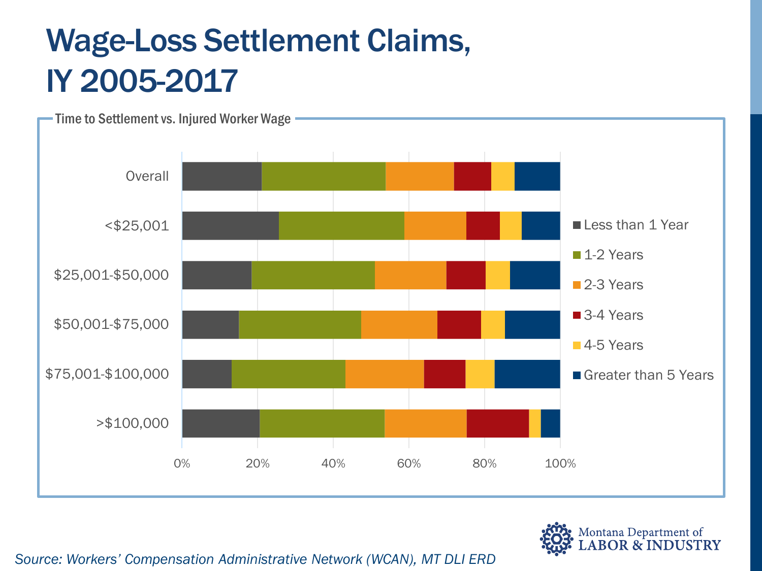# Wage-Loss Settlement Claims, IY 2005-2017

Time to Settlement vs. Injured Worker Wage

Overall

<$25,001

$25,001-$50,000

$50,001-$75,000

$75,001-$100,000

>$100,000

0% 20% 40% 60% 80% 100%

- Less than 1 Year
- 1-2 Years
- 2-3 Years
- 3-4 Years
- 4-5 Years
- Greater than 5 Years

*Source: Workers' Compensation Administrative Network (WCAN), MT DLI ERD*

Montana Department of LABOR & INDUSTRY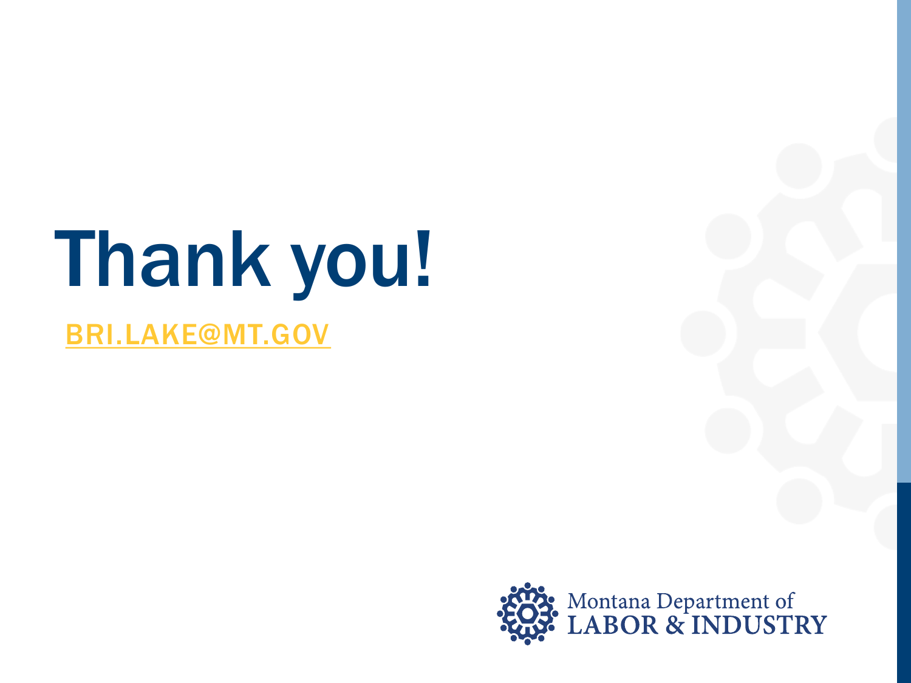# Thank you!

BRI.LAKE@MT.GOV

Montana Department of
LABOR & INDUSTRY